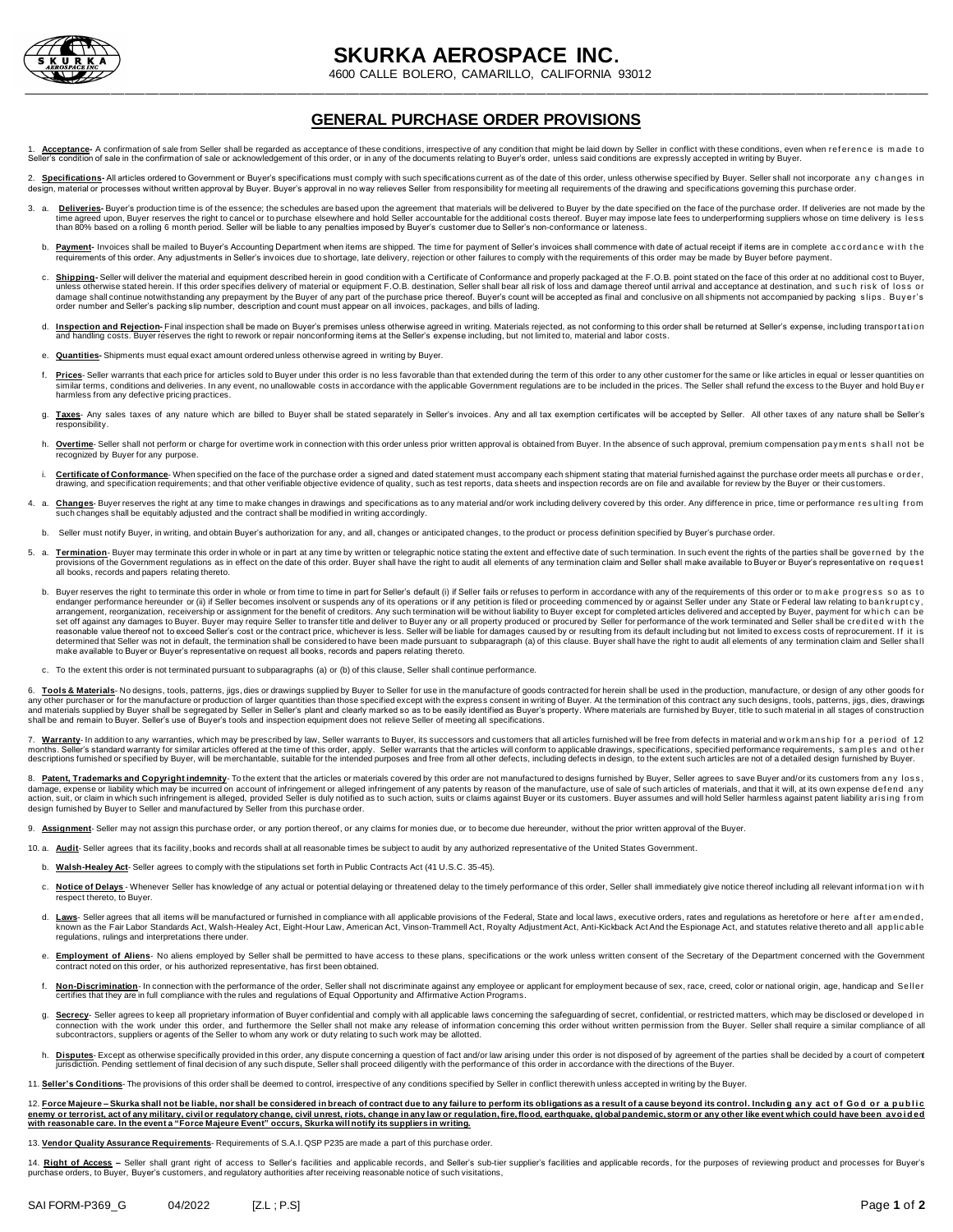# SKURKA AEROSPACE INC.

4600 CALLE BOLERO, CAMARILLO, CALIFORNIA 93012

## GENERAL PURCHASE ORDER PROVISIONS

1. **Acceptance-** A confirmation of sale from Seller shall be regarded as acceptance of these conditions, irrespective of any condition that might be laid down by Seller in conflict with these conditions, even when reference is made to Seller's condition of sale in the confirmation of sale or acknowledgement of this order, or in any of the documents relating to Buyer's order, unless said conditions are expressly accepted in writing by Buyer.

2. **Specifications-** All articles ordered to Government or Buyer's specifications must comply with such specifications current as of the date of this order, unless otherwise specified by Buyer. Seller shall not incorporate any changes in design, material or processes without written approval by Buyer. Buyer's approval in no way relieves Seller from responsibility for meeting all requirements of the drawing and specifications governing this purchase order.

3. a. **Deliveries-** Buyer's production time is of the essence; the schedules are based upon the agreement that materials will be delivered to Buyer by the date specified on the face of the purchase order. If deliveries are not made by the time agreed upon, Buyer reserves the right to cancel or to purchase elsewhere and hold Seller accountable for the additional costs thereof. Buyer may impose late fees to underperforming suppliers whose on time delivery is less than 80% based on a rolling 6 month period. Seller will be liable to any penalties imposed by Buyer's customer due to Seller's non-conformance or lateness.

   b. **Payment-** Invoices shall be mailed to Buyer's Accounting Department when items are shipped. The time for payment of Seller's invoices shall commence with date of actual receipt if items are in complete accordance with the requirements of this order. Any adjustments in Seller's invoices due to shortage, late delivery, rejection or other failures to comply with the requirements of this order may be made by Buyer before payment.

   c. **Shipping-** Seller will deliver the material and equipment described herein in good condition with a Certificate of Conformance and properly packaged at the F.O.B. point stated on the face of this order at no additional cost to Buyer, unless otherwise stated herein. If this order specifies delivery of material or equipment F.O.B. destination, Seller shall bear all risk of loss and damage thereof until arrival and acceptance at destination, and such risk of loss or damage shall continue notwithstanding any prepayment by the Buyer of any part of the purchase price thereof. Buyer's count will be accepted as final and conclusive on all shipments not accompanied by packing slips. Buyer's order number and Seller's packing slip number, description and count must appear on all invoices, packages, and bills of lading.

   d. **Inspection and Rejection-** Final inspection shall be made on Buyer's premises unless otherwise agreed in writing. Materials rejected, as not conforming to this order shall be returned at Seller's expense, including transportation and handling costs. Buyer reserves the right to rework or repair nonconforming items at the Seller's expense including, but not limited to, material and labor costs.

   e. **Quantities-** Shipments must equal exact amount ordered unless otherwise agreed in writing by Buyer.

   f. **Prices**- Seller warrants that each price for articles sold to Buyer under this order is no less favorable than that extended during the term of this order to any other customer for the same or like articles in equal or lesser quantities on similar terms, conditions and deliveries. In any event, no unallowable costs in accordance with the applicable Government regulations are to be included in the prices. The Seller shall refund the excess to the Buyer and hold Buyer harmless from any defective pricing practices.

   g. **Taxes**- Any sales taxes of any nature which are billed to Buyer shall be stated separately in Seller's invoices. Any and all tax exemption certificates will be accepted by Seller. All other taxes of any nature shall be Seller's responsibility.

   h. **Overtime**- Seller shall not perform or charge for overtime work in connection with this order unless prior written approval is obtained from Buyer. In the absence of such approval, premium compensation payments shall not be recognized by Buyer for any purpose.

   i. **Certificate of Conformance**- When specified on the face of the purchase order a signed and dated statement must accompany each shipment stating that material furnished against the purchase order meets all purchase order, drawing, and specification requirements; and that other verifiable objective evidence of quality, such as test reports, data sheets and inspection records are on file and available for review by the Buyer or their customers.

4. a. **Changes**- Buyer reserves the right at any time to make changes in drawings and specifications as to any material and/or work including delivery covered by this order. Any difference in price, time or performance resulting from such changes shall be equitably adjusted and the contract shall be modified in writing accordingly.

   b. Seller must notify Buyer, in writing, and obtain Buyer's authorization for any, and all, changes or anticipated changes, to the product or process definition specified by Buyer's purchase order.

5. a. **Termination**- Buyer may terminate this order in whole or in part at any time by written or telegraphic notice stating the extent and effective date of such termination. In such event the rights of the parties shall be governed by the provisions of the Government regulations as in effect on the date of this order. Buyer shall have the right to audit all elements of any termination claim and Seller shall make available to Buyer or Buyer's representative on request all books, records and papers relating thereto.

   b. Buyer reserves the right to terminate this order in whole or from time to time in part for Seller's default (i) if Seller fails or refuses to perform in accordance with any of the requirements of this order or to make progress so as to endanger performance hereunder or (ii) if Seller becomes insolvent or suspends any of its operations or if any petition is filed or proceeding commenced by or against Seller under any State or Federal law relating to bankruptcy, arrangement, reorganization, receivership or assignment for the benefit of creditors. Any such termination will be without liability to Buyer except for completed articles delivered and accepted by Buyer, payment for which can be set off against any damages to Buyer. Buyer may require Seller to transfer title and deliver to Buyer any or all property produced or procured by Seller for performance of the work terminated and Seller shall be credited with the reasonable value thereof not to exceed Seller's cost or the contract price, whichever is less. Seller will be liable for damages caused by or resulting from its default including but not limited to excess costs of reprocurement. If it is determined that Seller was not in default, the termination shall be considered to have been made pursuant to subparagraph (a) of this clause. Buyer shall have the right to audit all elements of any termination claim and Seller shall make available to Buyer or Buyer's representative on request all books, records and papers relating thereto.

   c. To the extent this order is not terminated pursuant to subparagraphs (a) or (b) of this clause, Seller shall continue performance.

6. **Tools & Materials**- No designs, tools, patterns, jigs, dies or drawings supplied by Buyer to Seller for use in the manufacture of goods contracted for herein shall be used in the production, manufacture, or design of any other goods for any other purchaser or for the manufacture or production of larger quantities than those specified except with the express consent in writing of Buyer. At the termination of this contract any such designs, tools, patterns, jigs, dies, drawings and materials supplied by Buyer shall be segregated by Seller in Seller's plant and clearly marked so as to be easily identified as Buyer's property. Where materials are furnished by Buyer, title to such material in all stages of construction shall be and remain to Buyer. Seller's use of Buyer's tools and inspection equipment does not relieve Seller of meeting all specifications.

7. **Warranty**- In addition to any warranties, which may be prescribed by law, Seller warrants to Buyer, its successors and customers that all articles furnished will be free from defects in material and workmanship for a period of 12 months. Seller's standard warranty for similar articles offered at the time of this order, apply. Seller warrants that the articles will conform to applicable drawings, specifications, specified performance requirements, samples and other descriptions furnished or specified by Buyer, will be merchantable, suitable for the intended purposes and free from all other defects, including defects in design, to the extent such articles are not of a detailed design furnished by Buyer.

8. **Patent, Trademarks and Copyright indemnity**- To the extent that the articles or materials covered by this order are not manufactured to designs furnished by Buyer, Seller agrees to save Buyer and/or its customers from any loss, damage, expense or liability which may be incurred on account of infringement or alleged infringement of any patents by reason of the manufacture, use of sale of such articles of materials, and that it will, at its own expense defend any action, suit, or claim in which such infringement is alleged, provided Seller is duly notified as to such action, suits or claims against Buyer or its customers. Buyer assumes and will hold Seller harmless against patent liability arising from design furnished by Buyer to Seller and manufactured by Seller from this purchase order.

9. **Assignment**- Seller may not assign this purchase order, or any portion thereof, or any claims for monies due, or to become due hereunder, without the prior written approval of the Buyer.

10. a. **Audit**- Seller agrees that its facility, books and records shall at all reasonable times be subject to audit by any authorized representative of the United States Government.

    b. **Walsh-Healey Act**- Seller agrees to comply with the stipulations set forth in Public Contracts Act (41 U.S.C. 35-45).

    c. **Notice of Delays** - Whenever Seller has knowledge of any actual or potential delaying or threatened delay to the timely performance of this order, Seller shall immediately give notice thereof including all relevant information with respect thereto, to Buyer.

    d. **Laws**- Seller agrees that all items will be manufactured or furnished in compliance with all applicable provisions of the Federal, State and local laws, executive orders, rates and regulations as heretofore or here after amended, known as the Fair Labor Standards Act, Walsh-Healey Act, Eight-Hour Law, American Act, Vinson-Trammell Act, Royalty Adjustment Act, Anti-Kickback Act And the Espionage Act, and statutes relative thereto and all applicable regulations, rulings and interpretations there under.

    e. **Employment of Aliens**- No aliens employed by Seller shall be permitted to have access to these plans, specifications or the work unless written consent of the Secretary of the Department concerned with the Government contract noted on this order, or his authorized representative, has first been obtained.

    f. **Non-Discrimination**- In connection with the performance of the order, Seller shall not discriminate against any employee or applicant for employment because of sex, race, creed, color or national origin, age, handicap and Seller certifies that they are in full compliance with the rules and regulations of Equal Opportunity and Affirmative Action Programs.

    g. **Secrecy**- Seller agrees to keep all proprietary information of Buyer confidential and comply with all applicable laws concerning the safeguarding of secret, confidential, or restricted matters, which may be disclosed or developed in connection with the work under this order, and furthermore the Seller shall not make any release of information concerning this order without written permission from the Buyer. Seller shall require a similar compliance of all subcontractors, suppliers or agents of the Seller to whom any work or duty relating to such work may be allotted.

    h. **Disputes**- Except as otherwise specifically provided in this order, any dispute concerning a question of fact and/or law arising under this order is not disposed of by agreement of the parties shall be decided by a court of competent jurisdiction. Pending settlement of final decision of any such dispute, Seller shall proceed diligently with the performance of this order in accordance with the directions of the Buyer.

11. **Seller's Conditions**- The provisions of this order shall be deemed to control, irrespective of any conditions specified by Seller in conflict therewith unless accepted in writing by the Buyer.

12. **Force Majeure – Skurka shall not be liable, nor shall be considered in breach of contract due to any failure to perform its obligations as a result of a cause beyond its control. Including any act of God or a public enemy or terrorist, act of any military, civil or regulatory change, civil unrest, riots, change in any law or regulation, fire, flood, earthquake, global pandemic, storm or any other like event which could have been avoided with reasonable care. In the event a "Force Majeure Event" occurs, Skurka will notify its suppliers in writing.**

13. **Vendor Quality Assurance Requirements**- Requirements of S.A.I. QSP P235 are made a part of this purchase order.

14. **Right of Access** – Seller shall grant right of access to Seller's facilities and applicable records, and Seller's sub-tier supplier's facilities and applicable records, for the purposes of reviewing product and processes for Buyer's purchase orders, to Buyer, Buyer's customers, and regulatory authorities after receiving reasonable notice of such visitations,

SAI FORM-P369_G 04/2022 [Z.L ; P.S]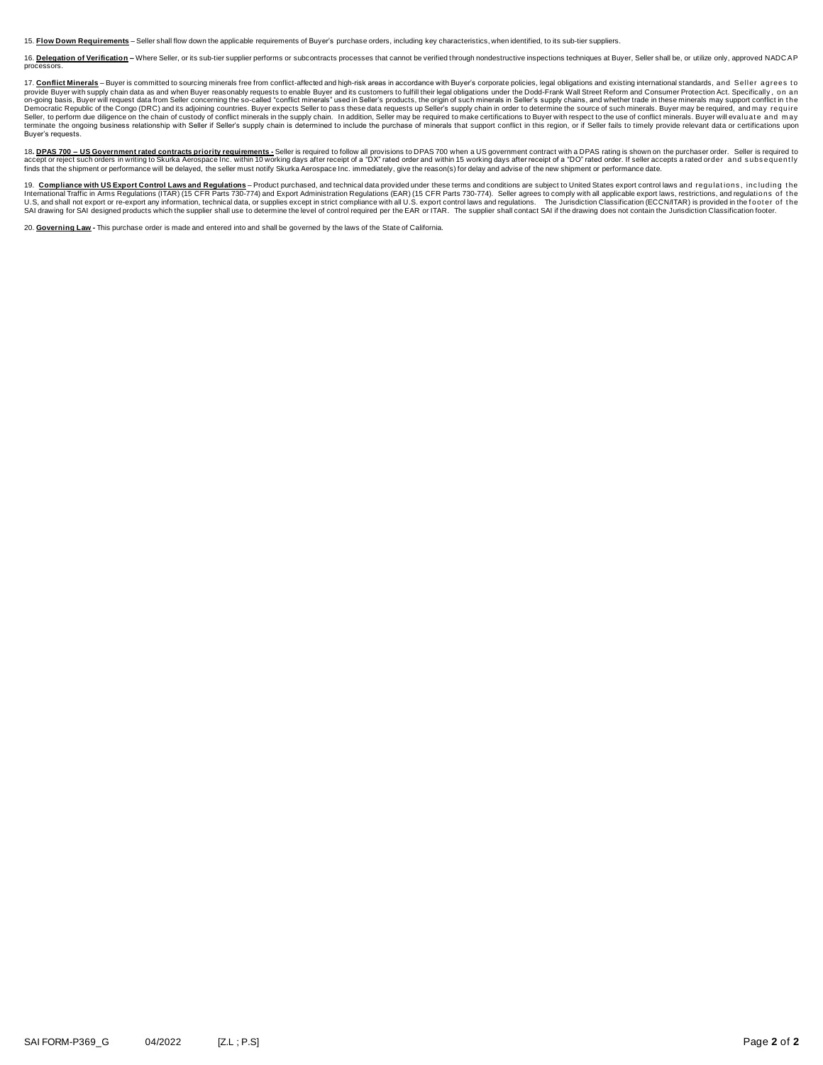15. **Flow Down Requirements** – Seller shall flow down the applicable requirements of Buyer's purchase orders, including key characteristics, when identified, to its sub-tier suppliers.

16. **Delegation of Verification** – Where Seller, or its sub-tier supplier performs or subcontracts processes that cannot be verified through nondestructive inspections techniques at Buyer, Seller shall be, or utilize only, approved NADCAP processors.

17. **Conflict Minerals** – Buyer is committed to sourcing minerals free from conflict-affected and high-risk areas in accordance with Buyer's corporate policies, legal obligations and existing international standards, and Seller agrees to provide Buyer with supply chain data as and when Buyer reasonably requests to enable Buyer and its customers to fulfill their legal obligations under the Dodd-Frank Wall Street Reform and Consumer Protection Act. Specifically, on an on-going basis, Buyer will request data from Seller concerning the so-called "conflict minerals" used in Seller's products, the origin of such minerals in Seller's supply chains, and whether trade in these minerals may support conflict in the Democratic Republic of the Congo (DRC) and its adjoining countries. Buyer expects Seller to pass these data requests up Seller's supply chain in order to determine the source of such minerals. Buyer may be required, and may require Seller, to perform due diligence on the chain of custody of conflict minerals in the supply chain. In addition, Seller may be required to make certifications to Buyer with respect to the use of conflict minerals. Buyer will evaluate and may terminate the ongoing business relationship with Seller if Seller's supply chain is determined to include the purchase of minerals that support conflict in this region, or if Seller fails to timely provide relevant data or certifications upon Buyer's requests.

18**. DPAS 700 – US Government rated contracts priority requirements -** Seller is required to follow all provisions to DPAS 700 when a US government contract with a DPAS rating is shown on the purchaser order. Seller is required to accept or reject such orders in writing to Skurka Aerospace Inc. within 10 working days after receipt of a "DX" rated order and within 15 working days after receipt of a "DO" rated order. If seller accepts a rated order and subsequently finds that the shipment or performance will be delayed, the seller must notify Skurka Aerospace Inc. immediately, give the reason(s) for delay and advise of the new shipment or performance date.

19. **Compliance with US Export Control Laws and Regulations** – Product purchased, and technical data provided under these terms and conditions are subject to United States export control laws and regulations, including the International Traffic in Arms Regulations (ITAR) (15 CFR Parts 730-774) and Export Administration Regulations (EAR) (15 CFR Parts 730-774). Seller agrees to comply with all applicable export laws, restrictions, and regulations of the U.S, and shall not export or re-export any information, technical data, or supplies except in strict compliance with all U.S. export control laws and regulations. The Jurisdiction Classification (ECCN/ITAR) is provided in the footer of the SAI drawing for SAI designed products which the supplier shall use to determine the level of control required per the EAR or ITAR. The supplier shall contact SAI if the drawing does not contain the Jurisdiction Classification footer.

20. **Governing Law -** This purchase order is made and entered into and shall be governed by the laws of the State of California.

SAI FORM-P369_G 04/2022 [Z.L ; P.S]